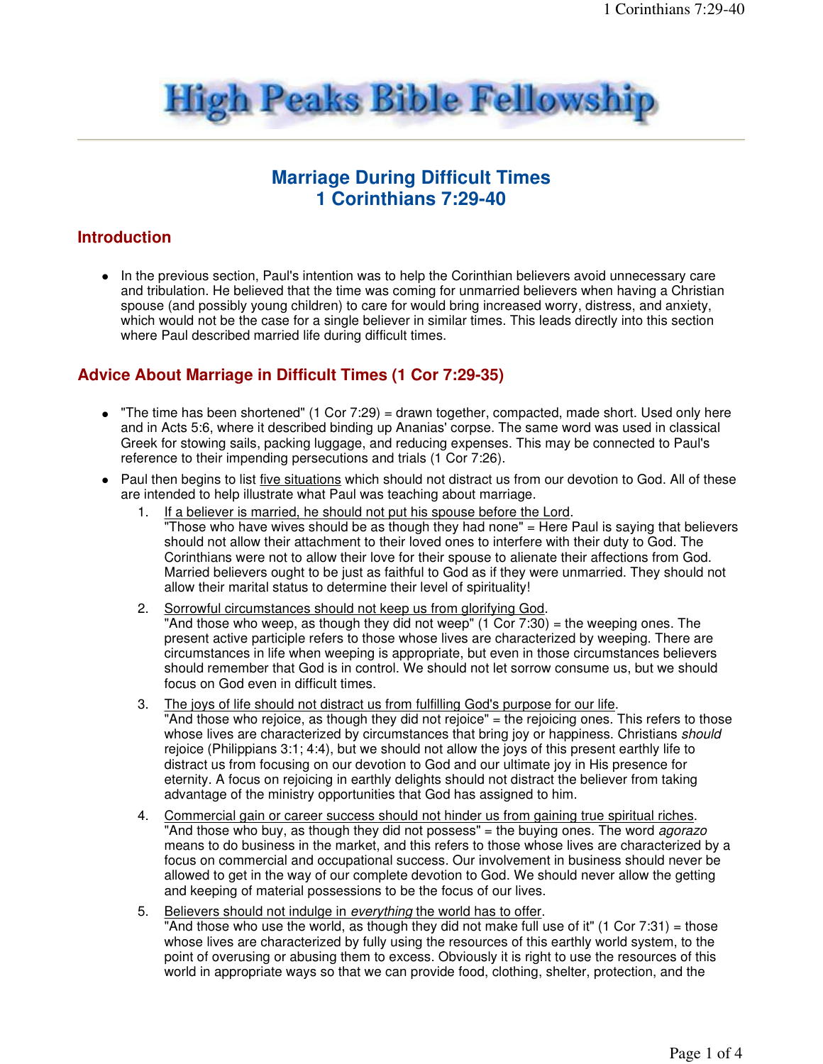# High Peaks Bible Fellowship

## Marriage During Difficult Times
## 1 Corinthians 7:29-40

### Introduction

- In the previous section, Paul's intention was to help the Corinthian believers avoid unnecessary care and tribulation. He believed that the time was coming for unmarried believers when having a Christian spouse (and possibly young children) to care for would bring increased worry, distress, and anxiety, which would not be the case for a single believer in similar times. This leads directly into this section where Paul described married life during difficult times.

### Advice About Marriage in Difficult Times (1 Cor 7:29-35)

- "The time has been shortened" (1 Cor 7:29) = drawn together, compacted, made short. Used only here and in Acts 5:6, where it described binding up Ananias' corpse. The same word was used in classical Greek for stowing sails, packing luggage, and reducing expenses. This may be connected to Paul's reference to their impending persecutions and trials (1 Cor 7:26).
- Paul then begins to list <u>five situations</u> which should not distract us from our devotion to God. All of these are intended to help illustrate what Paul was teaching about marriage.
  1. <u>If a believer is married, he should not put his spouse before the Lord</u>.
     "Those who have wives should be as though they had none" = Here Paul is saying that believers should not allow their attachment to their loved ones to interfere with their duty to God. The Corinthians were not to allow their love for their spouse to alienate their affections from God. Married believers ought to be just as faithful to God as if they were unmarried. They should not allow their marital status to determine their level of spirituality!
  2. <u>Sorrowful circumstances should not keep us from glorifying God</u>.
     "And those who weep, as though they did not weep" (1 Cor 7:30) = the weeping ones. The present active participle refers to those whose lives are characterized by weeping. There are circumstances in life when weeping is appropriate, but even in those circumstances believers should remember that God is in control. We should not let sorrow consume us, but we should focus on God even in difficult times.
  3. <u>The joys of life should not distract us from fulfilling God's purpose for our life</u>.
     "And those who rejoice, as though they did not rejoice" = the rejoicing ones. This refers to those whose lives are characterized by circumstances that bring joy or happiness. Christians *should* rejoice (Philippians 3:1; 4:4), but we should not allow the joys of this present earthly life to distract us from focusing on our devotion to God and our ultimate joy in His presence for eternity. A focus on rejoicing in earthly delights should not distract the believer from taking advantage of the ministry opportunities that God has assigned to him.
  4. <u>Commercial gain or career success should not hinder us from gaining true spiritual riches</u>.
     "And those who buy, as though they did not possess" = the buying ones. The word *agorazo* means to do business in the market, and this refers to those whose lives are characterized by a focus on commercial and occupational success. Our involvement in business should never be allowed to get in the way of our complete devotion to God. We should never allow the getting and keeping of material possessions to be the focus of our lives.
  5. <u>Believers should not indulge in *everything* the world has to offer</u>.
     "And those who use the world, as though they did not make full use of it" (1 Cor 7:31) = those whose lives are characterized by fully using the resources of this earthly world system, to the point of overusing or abusing them to excess. Obviously it is right to use the resources of this world in appropriate ways so that we can provide food, clothing, shelter, protection, and the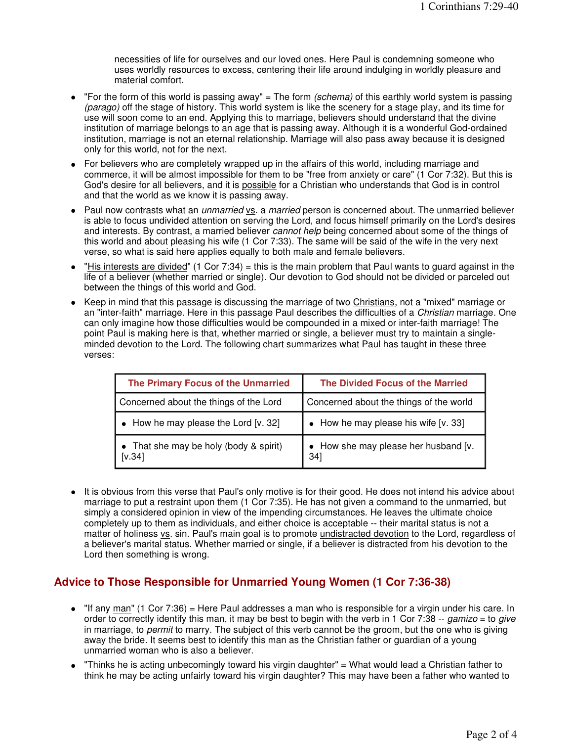necessities of life for ourselves and our loved ones. Here Paul is condemning someone who uses worldly resources to excess, centering their life around indulging in worldly pleasure and material comfort.

- "For the form of this world is passing away" = The form *(schema)* of this earthly world system is passing *(parago)* off the stage of history. This world system is like the scenery for a stage play, and its time for use will soon come to an end. Applying this to marriage, believers should understand that the divine institution of marriage belongs to an age that is passing away. Although it is a wonderful God-ordained institution, marriage is not an eternal relationship. Marriage will also pass away because it is designed only for this world, not for the next.
- For believers who are completely wrapped up in the affairs of this world, including marriage and commerce, it will be almost impossible for them to be "free from anxiety or care" (1 Cor 7:32). But this is God's desire for all believers, and it is possible for a Christian who understands that God is in control and that the world as we know it is passing away.
- Paul now contrasts what an *unmarried* vs. a *married* person is concerned about. The unmarried believer is able to focus undivided attention on serving the Lord, and focus himself primarily on the Lord's desires and interests. By contrast, a married believer *cannot help* being concerned about some of the things of this world and about pleasing his wife (1 Cor 7:33). The same will be said of the wife in the very next verse, so what is said here applies equally to both male and female believers.
- "His interests are divided" (1 Cor 7:34) = this is the main problem that Paul wants to guard against in the life of a believer (whether married or single). Our devotion to God should not be divided or parceled out between the things of this world and God.
- Keep in mind that this passage is discussing the marriage of two Christians, not a "mixed" marriage or an "inter-faith" marriage. Here in this passage Paul describes the difficulties of a *Christian* marriage. One can only imagine how those difficulties would be compounded in a mixed or inter-faith marriage! The point Paul is making here is that, whether married or single, a believer must try to maintain a single-minded devotion to the Lord. The following chart summarizes what Paul has taught in these three verses:

| The Primary Focus of the Unmarried | The Divided Focus of the Married |
|---|---|
| Concerned about the things of the Lord | Concerned about the things of the world |
| • How he may please the Lord [v. 32] | • How he may please his wife [v. 33] |
| • That she may be holy (body & spirit) [v.34] | • How she may please her husband [v. 34] |

- It is obvious from this verse that Paul's only motive is for their good. He does not intend his advice about marriage to put a restraint upon them (1 Cor 7:35). He has not given a command to the unmarried, but simply a considered opinion in view of the impending circumstances. He leaves the ultimate choice completely up to them as individuals, and either choice is acceptable -- their marital status is not a matter of holiness vs. sin. Paul's main goal is to promote undistracted devotion to the Lord, regardless of a believer's marital status. Whether married or single, if a believer is distracted from his devotion to the Lord then something is wrong.

## Advice to Those Responsible for Unmarried Young Women (1 Cor 7:36-38)

- "If any man" (1 Cor 7:36) = Here Paul addresses a man who is responsible for a virgin under his care. In order to correctly identify this man, it may be best to begin with the verb in 1 Cor 7:38 -- *gamizo* = to *give* in marriage, to *permit* to marry. The subject of this verb cannot be the groom, but the one who is giving away the bride. It seems best to identify this man as the Christian father or guardian of a young unmarried woman who is also a believer.
- "Thinks he is acting unbecomingly toward his virgin daughter" = What would lead a Christian father to think he may be acting unfairly toward his virgin daughter? This may have been a father who wanted to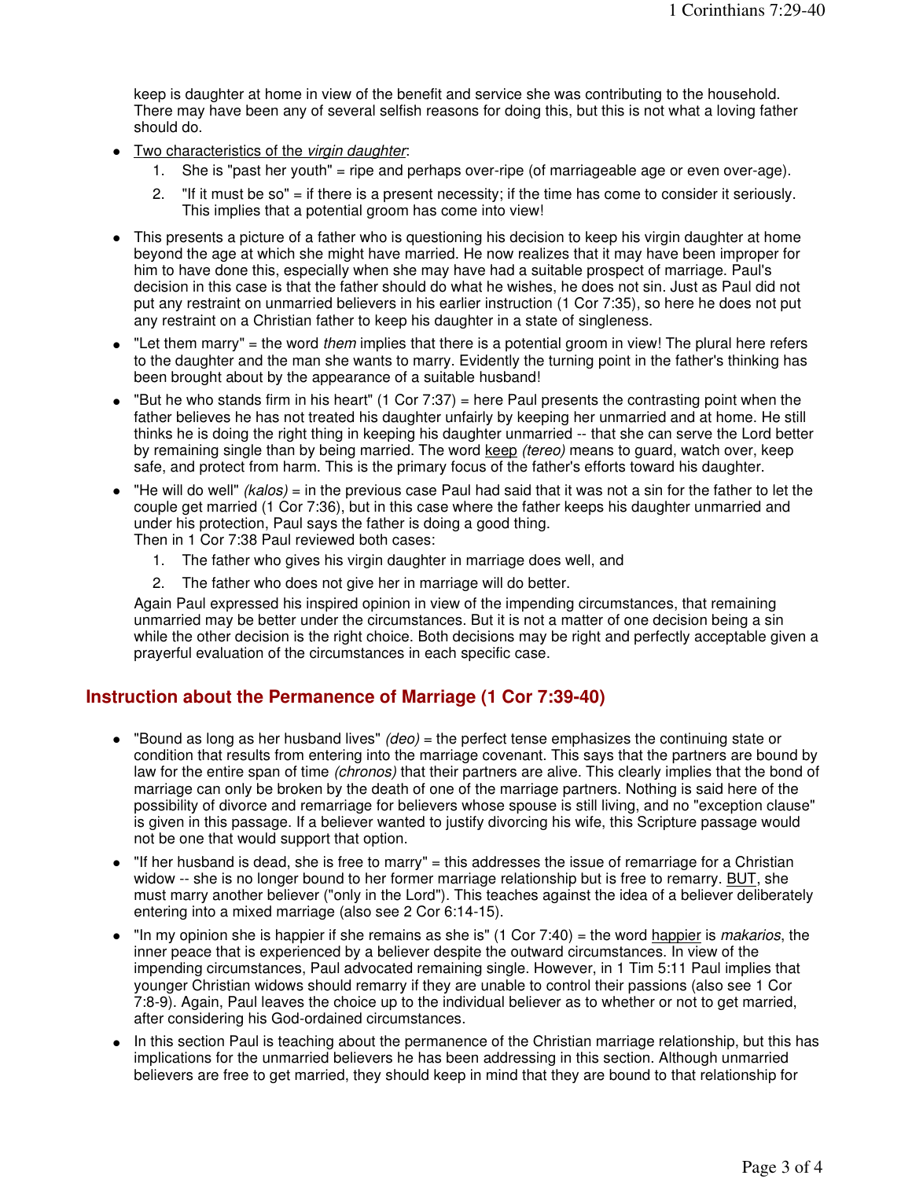keep is daughter at home in view of the benefit and service she was contributing to the household. There may have been any of several selfish reasons for doing this, but this is not what a loving father should do.

- Two characteristics of the *virgin daughter*:
    1. She is "past her youth" = ripe and perhaps over-ripe (of marriageable age or even over-age).
    2. "If it must be so" = if there is a present necessity; if the time has come to consider it seriously. This implies that a potential groom has come into view!
- This presents a picture of a father who is questioning his decision to keep his virgin daughter at home beyond the age at which she might have married. He now realizes that it may have been improper for him to have done this, especially when she may have had a suitable prospect of marriage. Paul's decision in this case is that the father should do what he wishes, he does not sin. Just as Paul did not put any restraint on unmarried believers in his earlier instruction (1 Cor 7:35), so here he does not put any restraint on a Christian father to keep his daughter in a state of singleness.
- "Let them marry" = the word *them* implies that there is a potential groom in view! The plural here refers to the daughter and the man she wants to marry. Evidently the turning point in the father's thinking has been brought about by the appearance of a suitable husband!
- "But he who stands firm in his heart" (1 Cor 7:37) = here Paul presents the contrasting point when the father believes he has not treated his daughter unfairly by keeping her unmarried and at home. He still thinks he is doing the right thing in keeping his daughter unmarried -- that she can serve the Lord better by remaining single than by being married. The word keep *(tereo)* means to guard, watch over, keep safe, and protect from harm. This is the primary focus of the father's efforts toward his daughter.
- "He will do well" *(kalos)* = in the previous case Paul had said that it was not a sin for the father to let the couple get married (1 Cor 7:36), but in this case where the father keeps his daughter unmarried and under his protection, Paul says the father is doing a good thing.
  Then in 1 Cor 7:38 Paul reviewed both cases:
    1. The father who gives his virgin daughter in marriage does well, and
    2. The father who does not give her in marriage will do better.

  Again Paul expressed his inspired opinion in view of the impending circumstances, that remaining unmarried may be better under the circumstances. But it is not a matter of one decision being a sin while the other decision is the right choice. Both decisions may be right and perfectly acceptable given a prayerful evaluation of the circumstances in each specific case.

## Instruction about the Permanence of Marriage (1 Cor 7:39-40)

- "Bound as long as her husband lives" *(deo)* = the perfect tense emphasizes the continuing state or condition that results from entering into the marriage covenant. This says that the partners are bound by law for the entire span of time *(chronos)* that their partners are alive. This clearly implies that the bond of marriage can only be broken by the death of one of the marriage partners. Nothing is said here of the possibility of divorce and remarriage for believers whose spouse is still living, and no "exception clause" is given in this passage. If a believer wanted to justify divorcing his wife, this Scripture passage would not be one that would support that option.
- "If her husband is dead, she is free to marry" = this addresses the issue of remarriage for a Christian widow -- she is no longer bound to her former marriage relationship but is free to remarry. BUT, she must marry another believer ("only in the Lord"). This teaches against the idea of a believer deliberately entering into a mixed marriage (also see 2 Cor 6:14-15).
- "In my opinion she is happier if she remains as she is" (1 Cor 7:40) = the word happier is *makarios*, the inner peace that is experienced by a believer despite the outward circumstances. In view of the impending circumstances, Paul advocated remaining single. However, in 1 Tim 5:11 Paul implies that younger Christian widows should remarry if they are unable to control their passions (also see 1 Cor 7:8-9). Again, Paul leaves the choice up to the individual believer as to whether or not to get married, after considering his God-ordained circumstances.
- In this section Paul is teaching about the permanence of the Christian marriage relationship, but this has implications for the unmarried believers he has been addressing in this section. Although unmarried believers are free to get married, they should keep in mind that they are bound to that relationship for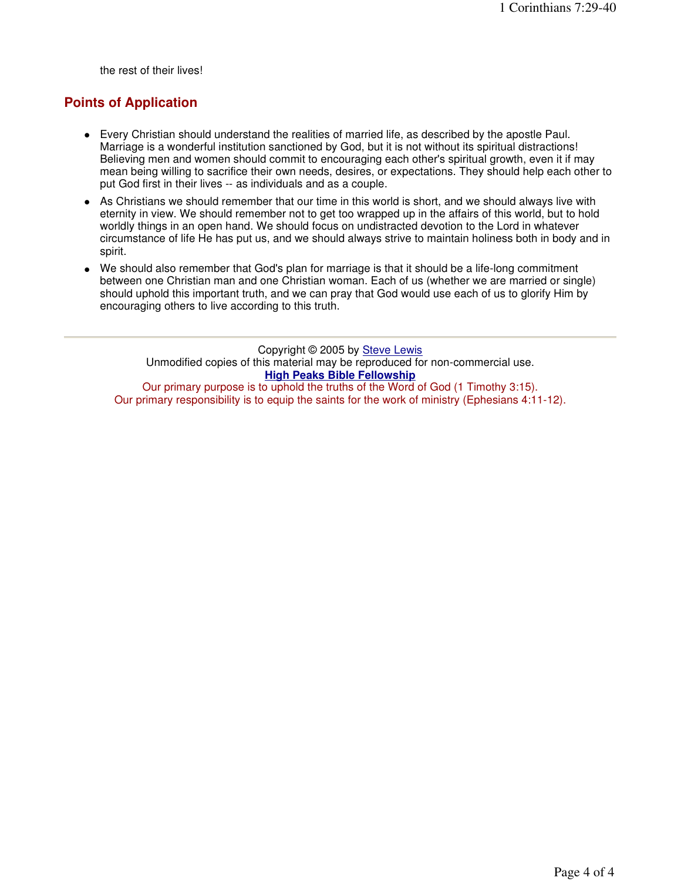the rest of their lives!

## Points of Application

- Every Christian should understand the realities of married life, as described by the apostle Paul. Marriage is a wonderful institution sanctioned by God, but it is not without its spiritual distractions! Believing men and women should commit to encouraging each other's spiritual growth, even it if may mean being willing to sacrifice their own needs, desires, or expectations. They should help each other to put God first in their lives -- as individuals and as a couple.
- As Christians we should remember that our time in this world is short, and we should always live with eternity in view. We should remember not to get too wrapped up in the affairs of this world, but to hold worldly things in an open hand. We should focus on undistracted devotion to the Lord in whatever circumstance of life He has put us, and we should always strive to maintain holiness both in body and in spirit.
- We should also remember that God's plan for marriage is that it should be a life-long commitment between one Christian man and one Christian woman. Each of us (whether we are married or single) should uphold this important truth, and we can pray that God would use each of us to glorify Him by encouraging others to live according to this truth.

---

Copyright © 2005 by Steve Lewis
Unmodified copies of this material may be reproduced for non-commercial use.
**High Peaks Bible Fellowship**
Our primary purpose is to uphold the truths of the Word of God (1 Timothy 3:15).
Our primary responsibility is to equip the saints for the work of ministry (Ephesians 4:11-12).